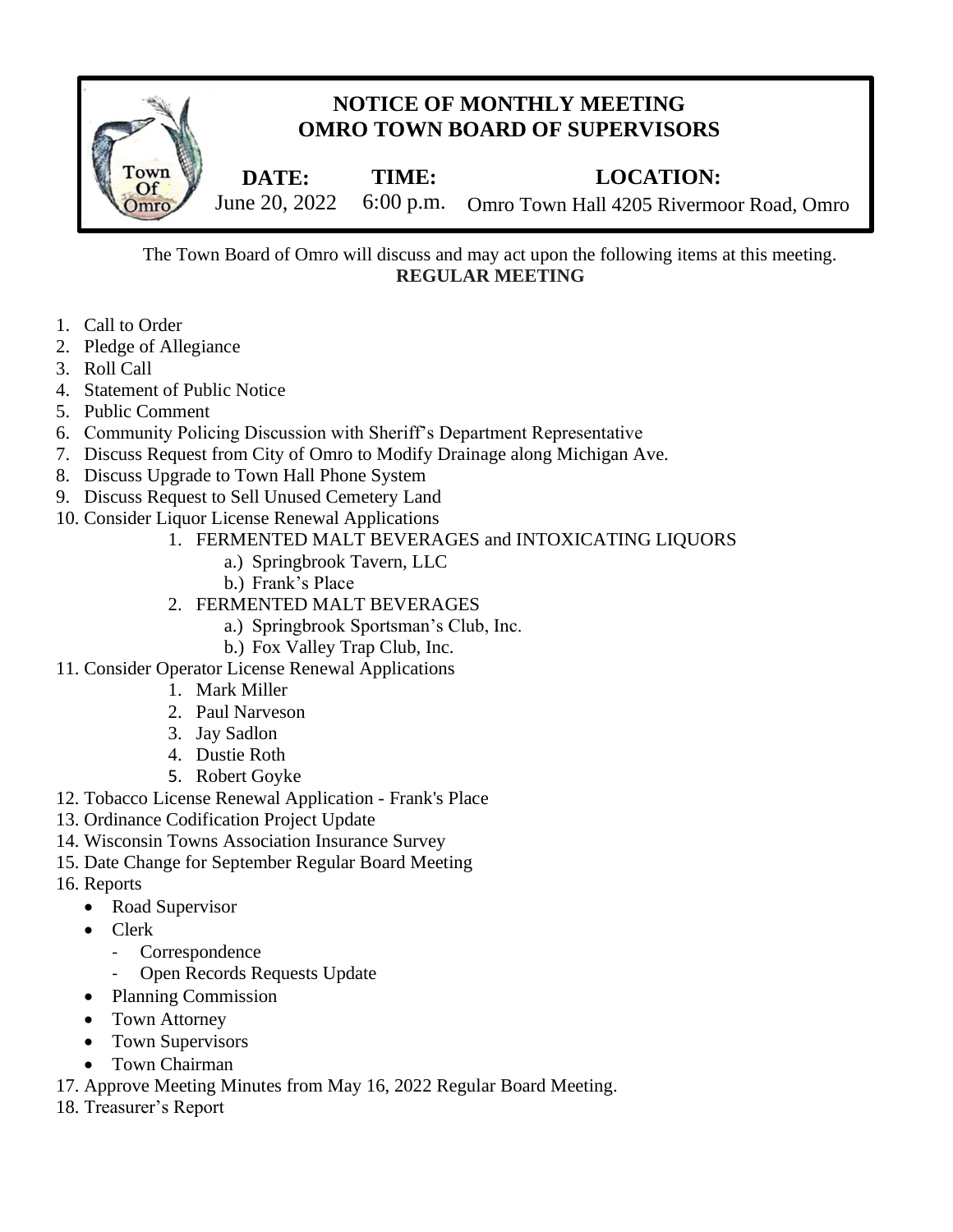# NOTICE OF MONTHLY MEETING
# OMRO TOWN BOARD OF SUPERVISORS

Town Of Omro

| DATE: | TIME: | LOCATION: |
|---|---|---|
| June 20, 2022 | 6:00 p.m. | Omro Town Hall 4205 Rivermoor Road, Omro |

The Town Board of Omro will discuss and may act upon the following items at this meeting.

**REGULAR MEETING**

1. Call to Order
2. Pledge of Allegiance
3. Roll Call
4. Statement of Public Notice
5. Public Comment
6. Community Policing Discussion with Sheriff's Department Representative
7. Discuss Request from City of Omro to Modify Drainage along Michigan Ave.
8. Discuss Upgrade to Town Hall Phone System
9. Discuss Request to Sell Unused Cemetery Land
10. Consider Liquor License Renewal Applications
    1. FERMENTED MALT BEVERAGES and INTOXICATING LIQUORS
        - a.) Springbrook Tavern, LLC
        - b.) Frank's Place
    2. FERMENTED MALT BEVERAGES
        - a.) Springbrook Sportsman's Club, Inc.
        - b.) Fox Valley Trap Club, Inc.
11. Consider Operator License Renewal Applications
    1. Mark Miller
    2. Paul Narveson
    3. Jay Sadlon
    4. Dustie Roth
    5. Robert Goyke
12. Tobacco License Renewal Application - Frank's Place
13. Ordinance Codification Project Update
14. Wisconsin Towns Association Insurance Survey
15. Date Change for September Regular Board Meeting
16. Reports
    - Road Supervisor
    - Clerk
        - Correspondence
        - Open Records Requests Update
    - Planning Commission
    - Town Attorney
    - Town Supervisors
    - Town Chairman
17. Approve Meeting Minutes from May 16, 2022 Regular Board Meeting.
18. Treasurer's Report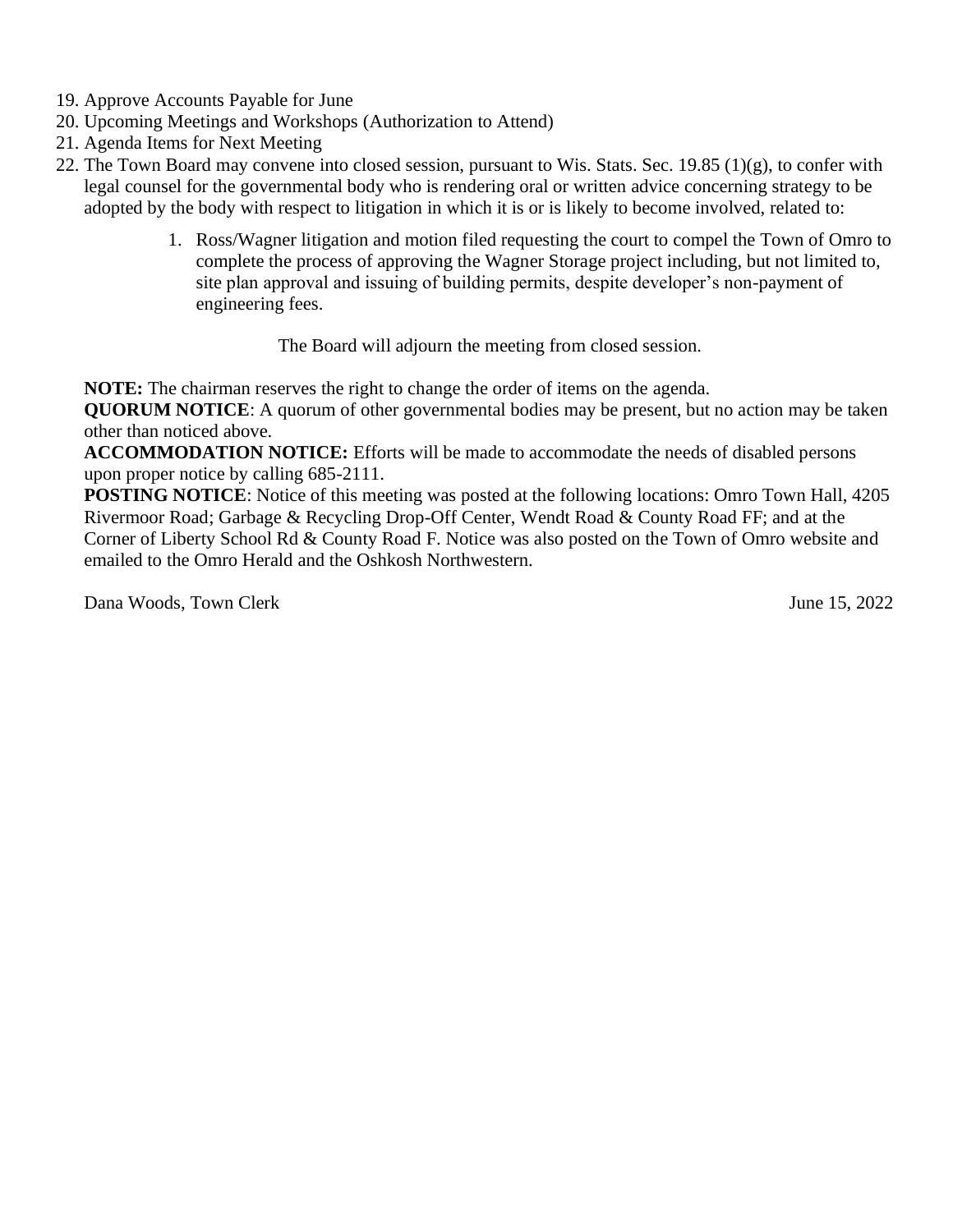19. Approve Accounts Payable for June
20. Upcoming Meetings and Workshops (Authorization to Attend)
21. Agenda Items for Next Meeting
22. The Town Board may convene into closed session, pursuant to Wis. Stats. Sec. 19.85 (1)(g), to confer with legal counsel for the governmental body who is rendering oral or written advice concerning strategy to be adopted by the body with respect to litigation in which it is or is likely to become involved, related to:

    1. Ross/Wagner litigation and motion filed requesting the court to compel the Town of Omro to complete the process of approving the Wagner Storage project including, but not limited to, site plan approval and issuing of building permits, despite developer's non-payment of engineering fees.

The Board will adjourn the meeting from closed session.

**NOTE:** The chairman reserves the right to change the order of items on the agenda.
**QUORUM NOTICE**: A quorum of other governmental bodies may be present, but no action may be taken other than noticed above.
**ACCOMMODATION NOTICE:** Efforts will be made to accommodate the needs of disabled persons upon proper notice by calling 685-2111.
**POSTING NOTICE**: Notice of this meeting was posted at the following locations: Omro Town Hall, 4205 Rivermoor Road; Garbage & Recycling Drop-Off Center, Wendt Road & County Road FF; and at the Corner of Liberty School Rd & County Road F. Notice was also posted on the Town of Omro website and emailed to the Omro Herald and the Oshkosh Northwestern.

Dana Woods, Town Clerk

June 15, 2022